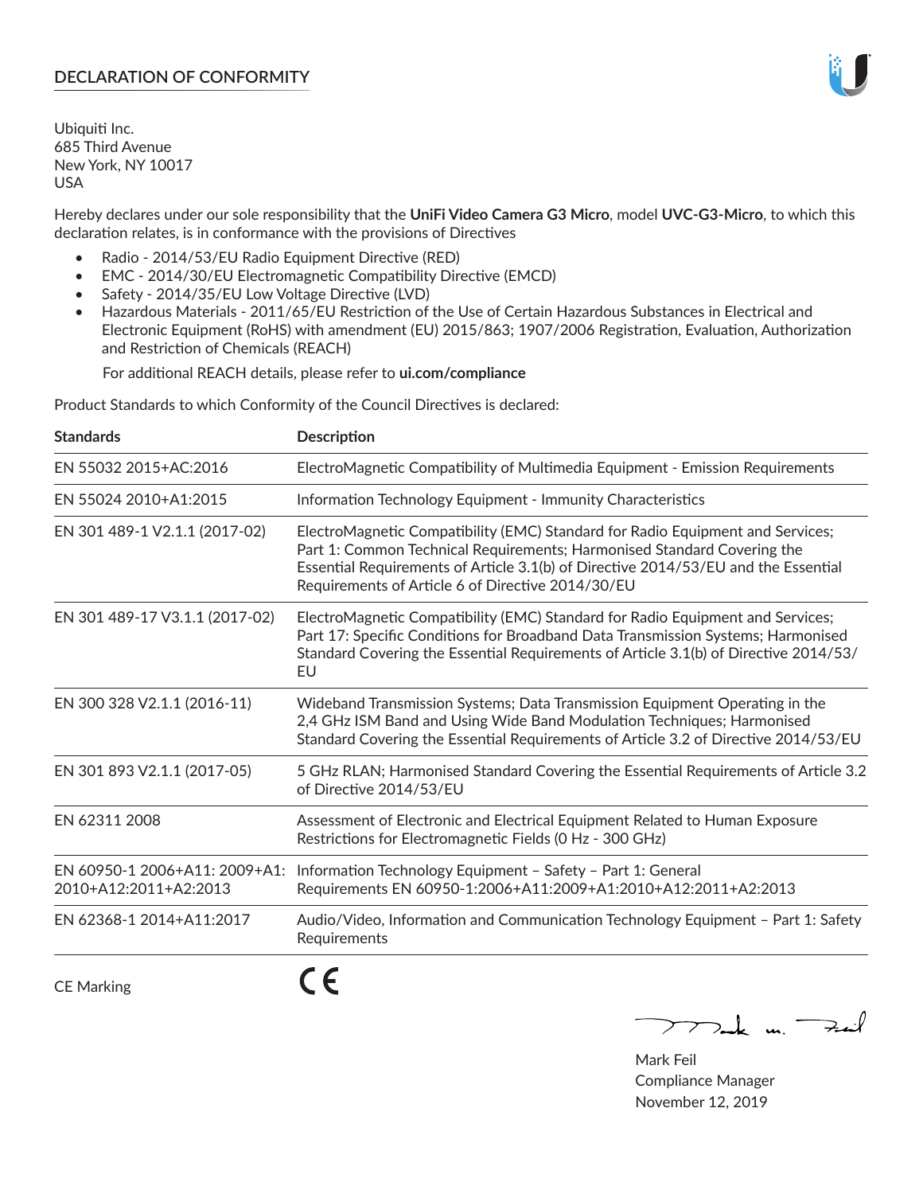# DECLARATION OF CONFORMITY

Ubiquiti Inc.
685 Third Avenue
New York, NY 10017
USA

Hereby declares under our sole responsibility that the **UniFi Video Camera G3 Micro**, model **UVC-G3-Micro**, to which this declaration relates, is in conformance with the provisions of Directives

- Radio - 2014/53/EU Radio Equipment Directive (RED)
- EMC - 2014/30/EU Electromagnetic Compatibility Directive (EMCD)
- Safety - 2014/35/EU Low Voltage Directive (LVD)
- Hazardous Materials - 2011/65/EU Restriction of the Use of Certain Hazardous Substances in Electrical and Electronic Equipment (RoHS) with amendment (EU) 2015/863; 1907/2006 Registration, Evaluation, Authorization and Restriction of Chemicals (REACH)

  For additional REACH details, please refer to **ui.com/compliance**

Product Standards to which Conformity of the Council Directives is declared:

| Standards | Description |
|---|---|
| EN 55032 2015+AC:2016 | ElectroMagnetic Compatibility of Multimedia Equipment - Emission Requirements |
| EN 55024 2010+A1:2015 | Information Technology Equipment - Immunity Characteristics |
| EN 301 489-1 V2.1.1 (2017-02) | ElectroMagnetic Compatibility (EMC) Standard for Radio Equipment and Services; Part 1: Common Technical Requirements; Harmonised Standard Covering the Essential Requirements of Article 3.1(b) of Directive 2014/53/EU and the Essential Requirements of Article 6 of Directive 2014/30/EU |
| EN 301 489-17 V3.1.1 (2017-02) | ElectroMagnetic Compatibility (EMC) Standard for Radio Equipment and Services; Part 17: Specific Conditions for Broadband Data Transmission Systems; Harmonised Standard Covering the Essential Requirements of Article 3.1(b) of Directive 2014/53/EU |
| EN 300 328 V2.1.1 (2016-11) | Wideband Transmission Systems; Data Transmission Equipment Operating in the 2,4 GHz ISM Band and Using Wide Band Modulation Techniques; Harmonised Standard Covering the Essential Requirements of Article 3.2 of Directive 2014/53/EU |
| EN 301 893 V2.1.1 (2017-05) | 5 GHz RLAN; Harmonised Standard Covering the Essential Requirements of Article 3.2 of Directive 2014/53/EU |
| EN 62311 2008 | Assessment of Electronic and Electrical Equipment Related to Human Exposure Restrictions for Electromagnetic Fields (0 Hz - 300 GHz) |
| EN 60950-1 2006+A11: 2009+A1: 2010+A12:2011+A2:2013 | Information Technology Equipment – Safety – Part 1: General Requirements EN 60950-1:2006+A11:2009+A1:2010+A12:2011+A2:2013 |
| EN 62368-1 2014+A11:2017 | Audio/Video, Information and Communication Technology Equipment – Part 1: Safety Requirements |

CE Marking CE

Mark Feil
Compliance Manager
November 12, 2019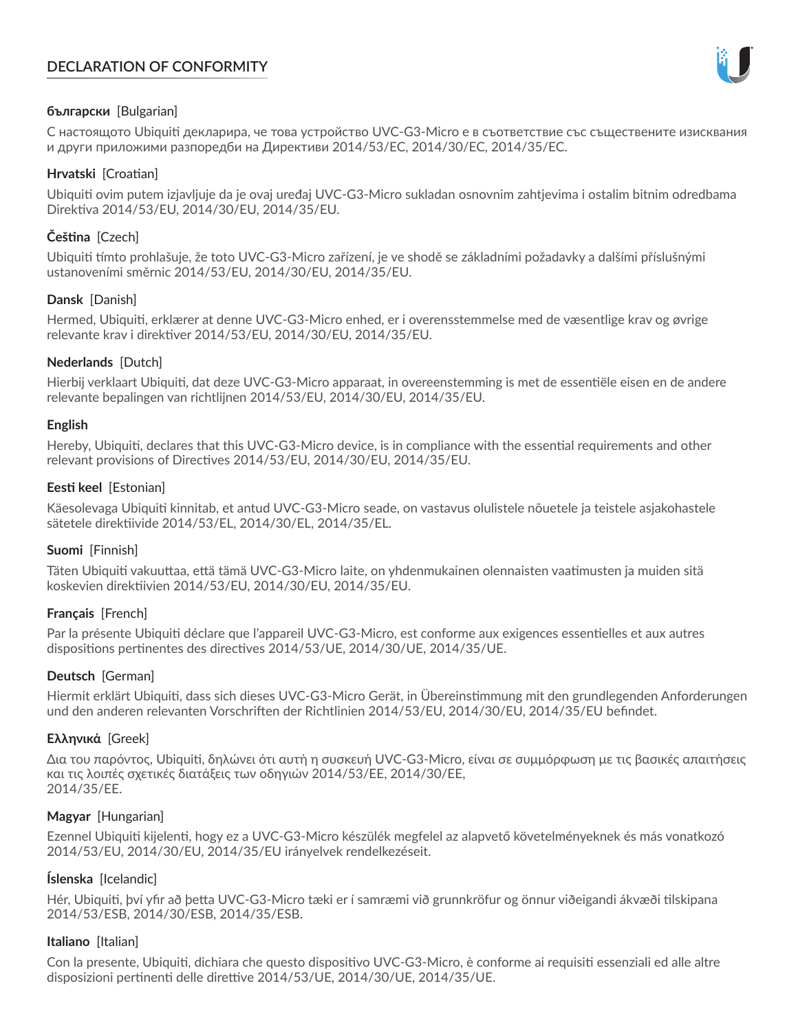# DECLARATION OF CONFORMITY

**български** [Bulgarian]

С настоящото Ubiquiti декларира, че това устройство UVC-G3-Micro е в съответствие със съществените изисквания и други приложими разпоредби на Директиви 2014/53/EC, 2014/30/ЕС, 2014/35/ЕС.

**Hrvatski** [Croatian]

Ubiquiti ovim putem izjavljuje da je ovaj uređaj UVC-G3-Micro sukladan osnovnim zahtjevima i ostalim bitnim odredbama Direktiva 2014/53/EU, 2014/30/EU, 2014/35/EU.

**Čeština** [Czech]

Ubiquiti tímto prohlašuje, že toto UVC-G3-Micro zařízení, je ve shodě se základními požadavky a dalšími příslušnými ustanoveními směrnic 2014/53/EU, 2014/30/EU, 2014/35/EU.

**Dansk** [Danish]

Hermed, Ubiquiti, erklærer at denne UVC-G3-Micro enhed, er i overensstemmelse med de væsentlige krav og øvrige relevante krav i direktiver 2014/53/EU, 2014/30/EU, 2014/35/EU.

**Nederlands** [Dutch]

Hierbij verklaart Ubiquiti, dat deze UVC-G3-Micro apparaat, in overeenstemming is met de essentiële eisen en de andere relevante bepalingen van richtlijnen 2014/53/EU, 2014/30/EU, 2014/35/EU.

**English**

Hereby, Ubiquiti, declares that this UVC-G3-Micro device, is in compliance with the essential requirements and other relevant provisions of Directives 2014/53/EU, 2014/30/EU, 2014/35/EU.

**Eesti keel** [Estonian]

Käesolevaga Ubiquiti kinnitab, et antud UVC-G3-Micro seade, on vastavus olulistele nõuetele ja teistele asjakohastele sätetele direktiivide 2014/53/EL, 2014/30/EL, 2014/35/EL.

**Suomi** [Finnish]

Täten Ubiquiti vakuuttaa, että tämä UVC-G3-Micro laite, on yhdenmukainen olennaisten vaatimusten ja muiden sitä koskevien direktiivien 2014/53/EU, 2014/30/EU, 2014/35/EU.

**Français** [French]

Par la présente Ubiquiti déclare que l'appareil UVC-G3-Micro, est conforme aux exigences essentielles et aux autres dispositions pertinentes des directives 2014/53/UE, 2014/30/UE, 2014/35/UE.

**Deutsch** [German]

Hiermit erklärt Ubiquiti, dass sich dieses UVC-G3-Micro Gerät, in Übereinstimmung mit den grundlegenden Anforderungen und den anderen relevanten Vorschriften der Richtlinien 2014/53/EU, 2014/30/EU, 2014/35/EU befindet.

**Ελληνικά** [Greek]

Δια του παρόντος, Ubiquiti, δηλώνει ότι αυτή η συσκευή UVC-G3-Micro, είναι σε συμμόρφωση με τις βασικές απαιτήσεις και τις λοιπές σχετικές διατάξεις των οδηγιών 2014/53/EE, 2014/30/EE, 2014/35/EE.

**Magyar** [Hungarian]

Ezennel Ubiquiti kijelenti, hogy ez a UVC-G3-Micro készülék megfelel az alapvető követelményeknek és más vonatkozó 2014/53/EU, 2014/30/EU, 2014/35/EU irányelvek rendelkezéseit.

**Íslenska** [Icelandic]

Hér, Ubiquiti, því yfir að þetta UVC-G3-Micro tæki er í samræmi við grunnkröfur og önnur viðeigandi ákvæði tilskipana 2014/53/ESB, 2014/30/ESB, 2014/35/ESB.

**Italiano** [Italian]

Con la presente, Ubiquiti, dichiara che questo dispositivo UVC-G3-Micro, è conforme ai requisiti essenziali ed alle altre disposizioni pertinenti delle direttive 2014/53/UE, 2014/30/UE, 2014/35/UE.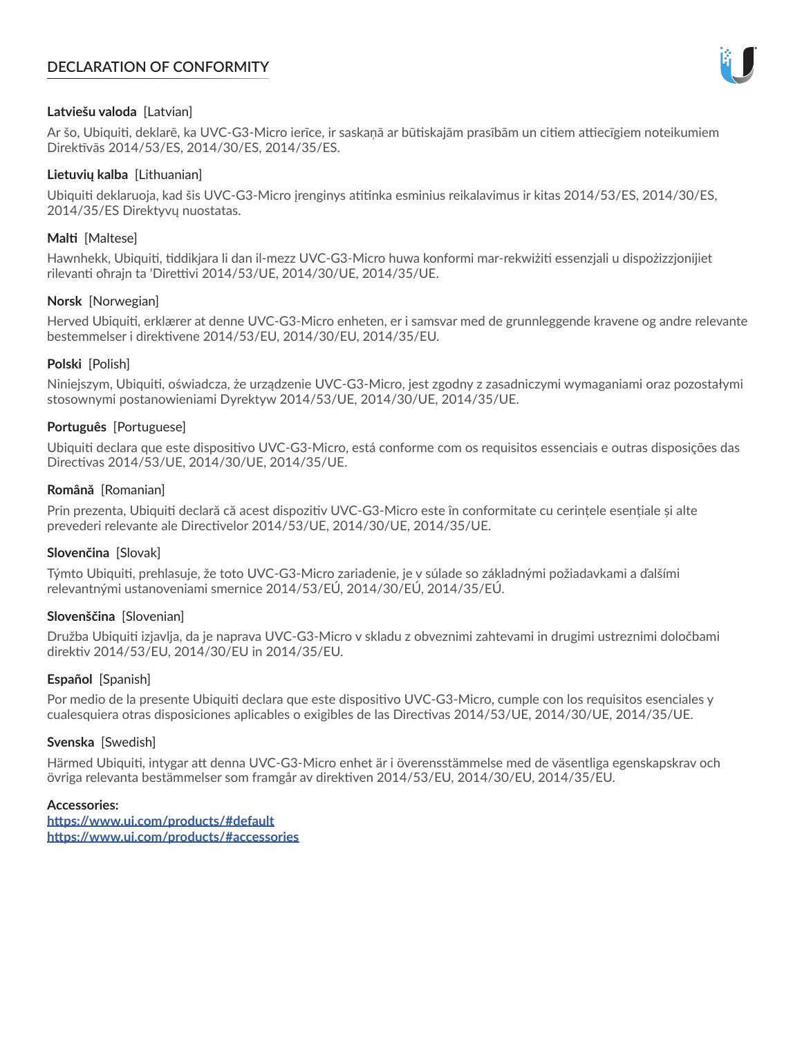# DECLARATION OF CONFORMITY

**Latviešu valoda** [Latvian]

Ar šo, Ubiquiti, deklarē, ka UVC-G3-Micro ierīce, ir saskaņā ar būtiskajām prasībām un citiem attiecīgiem noteikumiem Direktīvās 2014/53/ES, 2014/30/ES, 2014/35/ES.

**Lietuvių kalba** [Lithuanian]

Ubiquiti deklaruoja, kad šis UVC-G3-Micro įrenginys atitinka esminius reikalavimus ir kitas 2014/53/ES, 2014/30/ES, 2014/35/ES Direktyvų nuostatas.

**Malti** [Maltese]

Hawnhekk, Ubiquiti, tiddikjara li dan il-mezz UVC-G3-Micro huwa konformi mar-rekwiżiti essenzjali u dispożizzjonijiet rilevanti oħrajn ta 'Direttivi 2014/53/UE, 2014/30/UE, 2014/35/UE.

**Norsk** [Norwegian]

Herved Ubiquiti, erklærer at denne UVC-G3-Micro enheten, er i samsvar med de grunnleggende kravene og andre relevante bestemmelser i direktivene 2014/53/EU, 2014/30/EU, 2014/35/EU.

**Polski** [Polish]

Niniejszym, Ubiquiti, oświadcza, że urządzenie UVC-G3-Micro, jest zgodny z zasadniczymi wymaganiami oraz pozostałymi stosownymi postanowieniami Dyrektyw 2014/53/UE, 2014/30/UE, 2014/35/UE.

**Português** [Portuguese]

Ubiquiti declara que este dispositivo UVC-G3-Micro, está conforme com os requisitos essenciais e outras disposições das Directivas 2014/53/UE, 2014/30/UE, 2014/35/UE.

**Română** [Romanian]

Prin prezenta, Ubiquiti declară că acest dispozitiv UVC-G3-Micro este în conformitate cu cerințele esențiale și alte prevederi relevante ale Directivelor 2014/53/UE, 2014/30/UE, 2014/35/UE.

**Slovenčina** [Slovak]

Týmto Ubiquiti, prehlasuje, že toto UVC-G3-Micro zariadenie, je v súlade so základnými požiadavkami a ďalšími relevantnými ustanoveniami smernice 2014/53/EÚ, 2014/30/EÚ, 2014/35/EÚ.

**Slovenščina** [Slovenian]

Družba Ubiquiti izjavlja, da je naprava UVC-G3-Micro v skladu z obveznimi zahtevami in drugimi ustreznimi določbami direktiv 2014/53/EU, 2014/30/EU in 2014/35/EU.

**Español** [Spanish]

Por medio de la presente Ubiquiti declara que este dispositivo UVC-G3-Micro, cumple con los requisitos esenciales y cualesquiera otras disposiciones aplicables o exigibles de las Directivas 2014/53/UE, 2014/30/UE, 2014/35/UE.

**Svenska** [Swedish]

Härmed Ubiquiti, intygar att denna UVC-G3-Micro enhet är i överensstämmelse med de väsentliga egenskapskrav och övriga relevanta bestämmelser som framgår av direktiven 2014/53/EU, 2014/30/EU, 2014/35/EU.

**Accessories:**
**https://www.ui.com/products/#default**
**https://www.ui.com/products/#accessories**